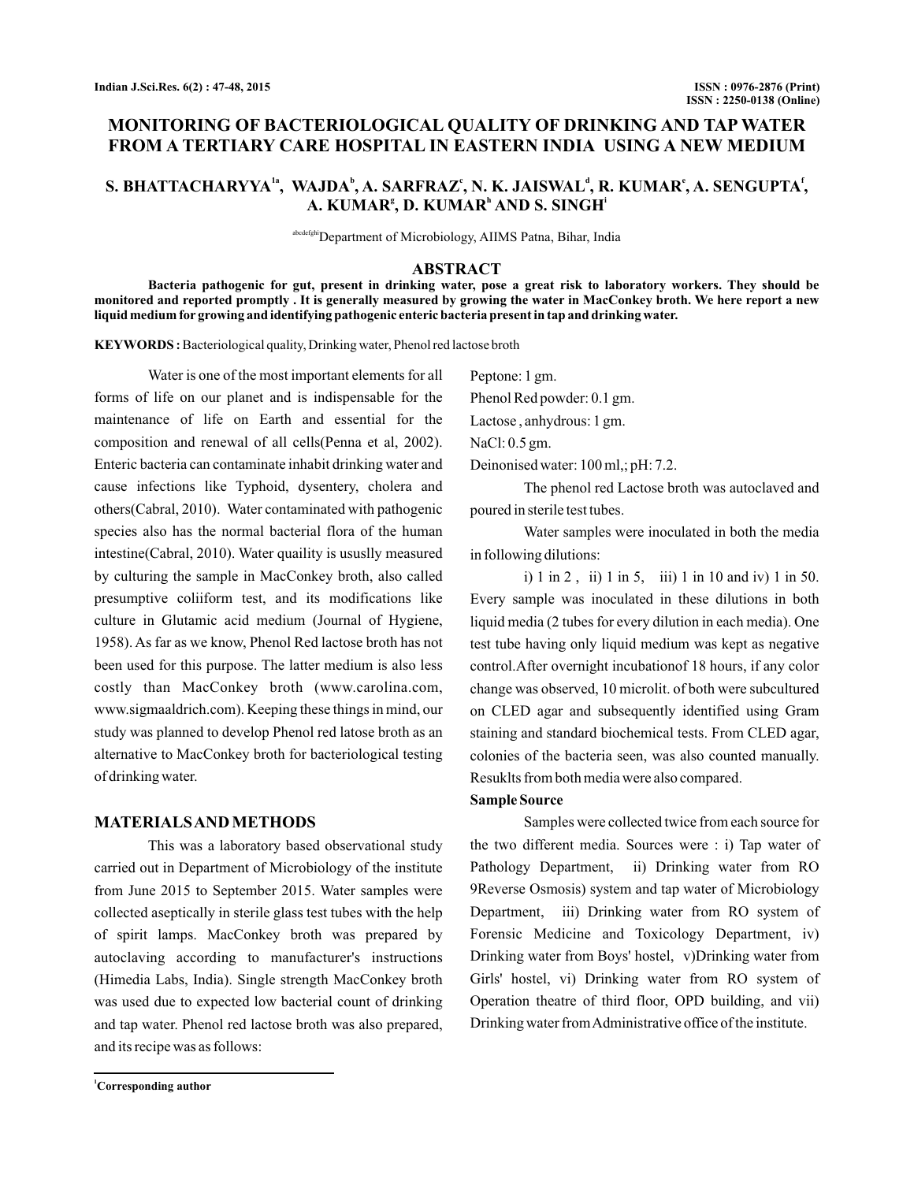# MONITORING OF BACTERIOLOGICAL QUALITY OF DRINKING AND TAP WATER FROM A TERTIARY CARE HOSPITAL IN EASTERN INDIA USING A NEW MEDIUM

**S. BHATTACHARYYA[1a], WAJDA[b], A. SARFRAZ[c], N. K. JAISWAL[d], R. KUMAR[e], A. SENGUPTA[f], A. KUMAR[g], D. KUMAR[h] AND S. SINGH[i]**

[abcdefghi]Department of Microbiology, AIIMS Patna, Bihar, India

## ABSTRACT

**Bacteria pathogenic for gut, present in drinking water, pose a great risk to laboratory workers. They should be monitored and reported promptly . It is generally measured by growing the water in MacConkey broth. We here report a new liquid medium for growing and identifying pathogenic enteric bacteria present in tap and drinking water.**

**KEYWORDS :** Bacteriological quality, Drinking water, Phenol red lactose broth

Water is one of the most important elements for all forms of life on our planet and is indispensable for the maintenance of life on Earth and essential for the composition and renewal of all cells(Penna et al, 2002). Enteric bacteria can contaminate inhabit drinking water and cause infections like Typhoid, dysentery, cholera and others(Cabral, 2010). Water contaminated with pathogenic species also has the normal bacterial flora of the human intestine(Cabral, 2010). Water quaility is ususlly measured by culturing the sample in MacConkey broth, also called presumptive coliiform test, and its modifications like culture in Glutamic acid medium (Journal of Hygiene, 1958). As far as we know, Phenol Red lactose broth has not been used for this purpose. The latter medium is also less costly than MacConkey broth (www.carolina.com, www.sigmaaldrich.com). Keeping these things in mind, our study was planned to develop Phenol red latose broth as an alternative to MacConkey broth for bacteriological testing of drinking water.

## MATERIALS AND METHODS

This was a laboratory based observational study carried out in Department of Microbiology of the institute from June 2015 to September 2015. Water samples were collected aseptically in sterile glass test tubes with the help of spirit lamps. MacConkey broth was prepared by autoclaving according to manufacturer's instructions (Himedia Labs, India). Single strength MacConkey broth was used due to expected low bacterial count of drinking and tap water. Phenol red lactose broth was also prepared, and its recipe was as follows:

Peptone: 1 gm.

Phenol Red powder: 0.1 gm.

Lactose , anhydrous: 1 gm.

NaCl: 0.5 gm.

Deinonised water: 100 ml,; pH: 7.2.

The phenol red Lactose broth was autoclaved and poured in sterile test tubes.

Water samples were inoculated in both the media in following dilutions:

i) 1 in 2 , ii) 1 in 5, iii) 1 in 10 and iv) 1 in 50. Every sample was inoculated in these dilutions in both liquid media (2 tubes for every dilution in each media). One test tube having only liquid medium was kept as negative control.After overnight incubationof 18 hours, if any color change was observed, 10 microlit. of both were subcultured on CLED agar and subsequently identified using Gram staining and standard biochemical tests. From CLED agar, colonies of the bacteria seen, was also counted manually. Resuklts from both media were also compared.

**Sample Source**

Samples were collected twice from each source for the two different media. Sources were : i) Tap water of Pathology Department, ii) Drinking water from RO 9Reverse Osmosis) system and tap water of Microbiology Department, iii) Drinking water from RO system of Forensic Medicine and Toxicology Department, iv) Drinking water from Boys' hostel, v)Drinking water from Girls' hostel, vi) Drinking water from RO system of Operation theatre of third floor, OPD building, and vii) Drinking water from Administrative office of the institute.

[1]Corresponding author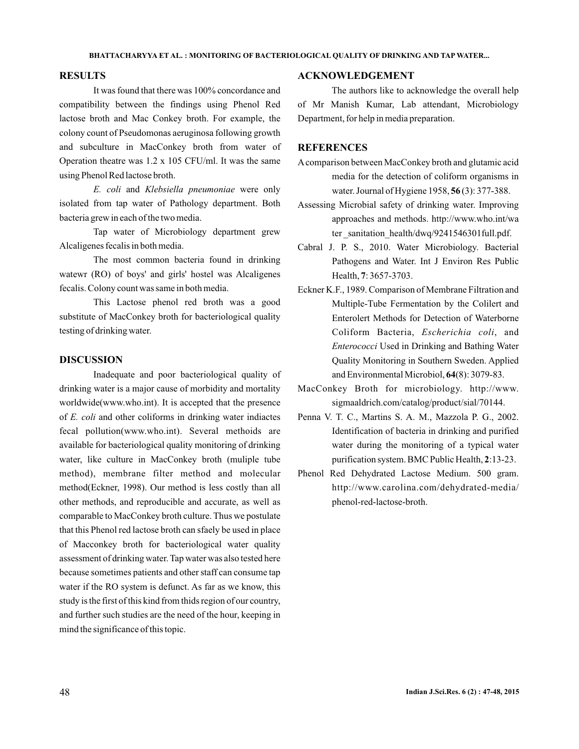## RESULTS

It was found that there was 100% concordance and compatibility between the findings using Phenol Red lactose broth and Mac Conkey broth. For example, the colony count of Pseudomonas aeruginosa following growth and subculture in MacConkey broth from water of Operation theatre was 1.2 x 105 CFU/ml. It was the same using Phenol Red lactose broth.

*E. coli* and *Klebsiella pneumoniae* were only isolated from tap water of Pathology department. Both bacteria grew in each of the two media.

Tap water of Microbiology department grew Alcaligenes fecalis in both media.

The most common bacteria found in drinking watewr (RO) of boys' and girls' hostel was Alcaligenes fecalis. Colony count was same in both media.

This Lactose phenol red broth was a good substitute of MacConkey broth for bacteriological quality testing of drinking water.

## DISCUSSION

Inadequate and poor bacteriological quality of drinking water is a major cause of morbidity and mortality worldwide(www.who.int). It is accepted that the presence of *E. coli* and other coliforms in drinking water indiactes fecal pollution(www.who.int). Several methoids are available for bacteriological quality monitoring of drinking water, like culture in MacConkey broth (muliple tube method), membrane filter method and molecular method(Eckner, 1998). Our method is less costly than all other methods, and reproducible and accurate, as well as comparable to MacConkey broth culture. Thus we postulate that this Phenol red lactose broth can sfaely be used in place of Macconkey broth for bacteriological water quality assessment of drinking water. Tap water was also tested here because sometimes patients and other staff can consume tap water if the RO system is defunct. As far as we know, this study is the first of this kind from thids region of our country, and further such studies are the need of the hour, keeping in mind the significance of this topic.

## ACKNOWLEDGEMENT

The authors like to acknowledge the overall help of Mr Manish Kumar, Lab attendant, Microbiology Department, for help in media preparation.

## REFERENCES

A comparison between MacConkey broth and glutamic acid media for the detection of coliform organisms in water. Journal of Hygiene 1958, **56** (3): 377-388.

Assessing Microbial safety of drinking water. Improving approaches and methods. http://www.who.int/water _sanitation_health/dwq/9241546301full.pdf.

Cabral J. P. S., 2010. Water Microbiology. Bacterial Pathogens and Water. Int J Environ Res Public Health, **7**: 3657-3703.

Eckner K.F., 1989. Comparison of Membrane Filtration and Multiple-Tube Fermentation by the Colilert and Enterolert Methods for Detection of Waterborne Coliform Bacteria, *Escherichia coli*, and *Enterococci* Used in Drinking and Bathing Water Quality Monitoring in Southern Sweden. Applied and Environmental Microbiol, **64**(8): 3079-83.

MacConkey Broth for microbiology. http://www.sigmaaldrich.com/catalog/product/sial/70144.

Penna V. T. C., Martins S. A. M., Mazzola P. G., 2002. Identification of bacteria in drinking and purified water during the monitoring of a typical water purification system. BMC Public Health, **2**:13-23.

Phenol Red Dehydrated Lactose Medium. 500 gram. http://www.carolina.com/dehydrated-media/phenol-red-lactose-broth.